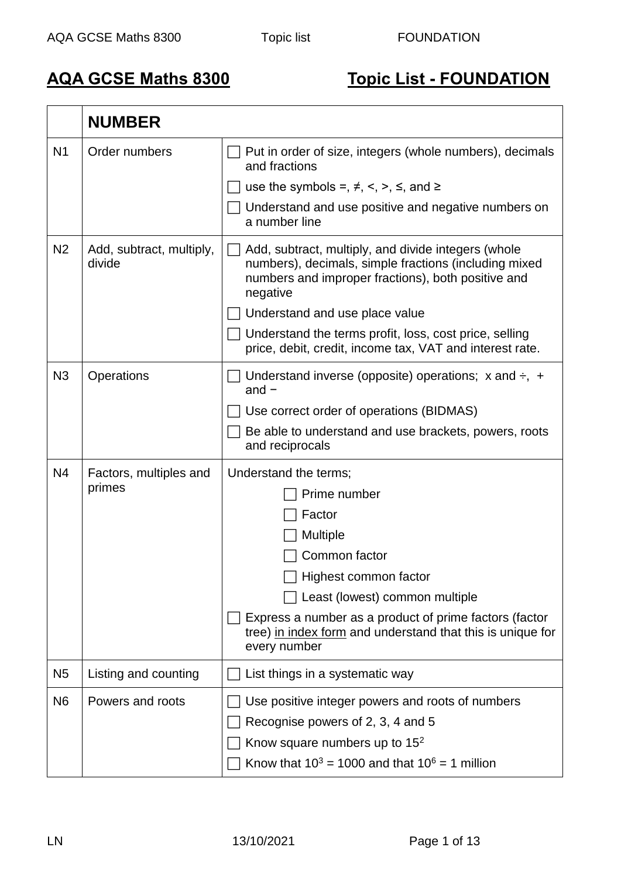# AQA GCSE Maths 8300 Topic List - FOUNDATION

| | NUMBER | |
|---|---|---|
| N1 | Order numbers | ☐ Put in order of size, integers (whole numbers), decimals and fractions<br>☐ use the symbols =, ≠, <, >, ≤, and ≥<br>☐ Understand and use positive and negative numbers on a number line |
| N2 | Add, subtract, multiply, divide | ☐ Add, subtract, multiply, and divide integers (whole numbers), decimals, simple fractions (including mixed numbers and improper fractions), both positive and negative<br>☐ Understand and use place value<br>☐ Understand the terms profit, loss, cost price, selling price, debit, credit, income tax, VAT and interest rate. |
| N3 | Operations | ☐ Understand inverse (opposite) operations; x and ÷, + and −<br>☐ Use correct order of operations (BIDMAS)<br>☐ Be able to understand and use brackets, powers, roots and reciprocals |
| N4 | Factors, multiples and primes | Understand the terms;<br>☐ Prime number<br>☐ Factor<br>☐ Multiple<br>☐ Common factor<br>☐ Highest common factor<br>☐ Least (lowest) common multiple<br>☐ Express a number as a product of prime factors (factor tree) in index form and understand that this is unique for every number |
| N5 | Listing and counting | ☐ List things in a systematic way |
| N6 | Powers and roots | ☐ Use positive integer powers and roots of numbers<br>☐ Recognise powers of 2, 3, 4 and 5<br>☐ Know square numbers up to $15^2$<br>☐ Know that $10^3 = 1000$ and that $10^6 = 1$ million |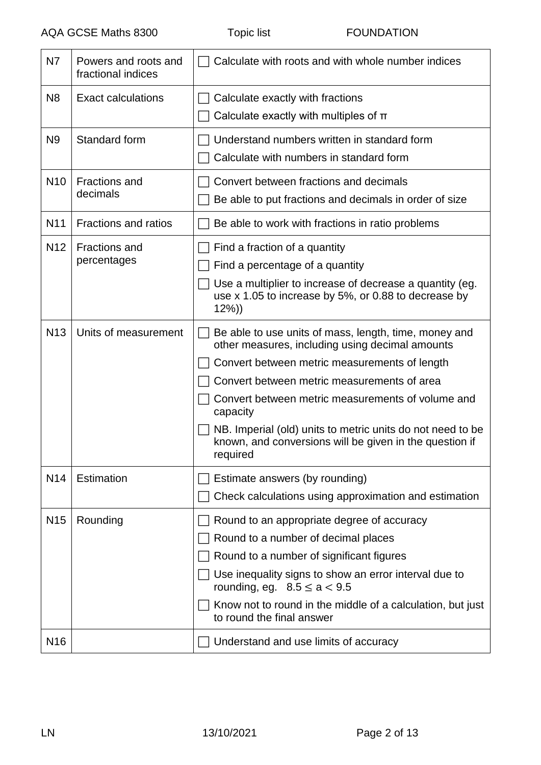| N7 | Powers and roots and fractional indices | ☐ Calculate with roots and with whole number indices |
|---|---|---|
| N8 | Exact calculations | ☐ Calculate exactly with fractions<br>☐ Calculate exactly with multiples of π |
| N9 | Standard form | ☐ Understand numbers written in standard form<br>☐ Calculate with numbers in standard form |
| N10 | Fractions and decimals | ☐ Convert between fractions and decimals<br>☐ Be able to put fractions and decimals in order of size |
| N11 | Fractions and ratios | ☐ Be able to work with fractions in ratio problems |
| N12 | Fractions and percentages | ☐ Find a fraction of a quantity<br>☐ Find a percentage of a quantity<br>☐ Use a multiplier to increase of decrease a quantity (eg. use x 1.05 to increase by 5%, or 0.88 to decrease by 12%)) |
| N13 | Units of measurement | ☐ Be able to use units of mass, length, time, money and other measures, including using decimal amounts<br>☐ Convert between metric measurements of length<br>☐ Convert between metric measurements of area<br>☐ Convert between metric measurements of volume and capacity<br>☐ NB. Imperial (old) units to metric units do not need to be known, and conversions will be given in the question if required |
| N14 | Estimation | ☐ Estimate answers (by rounding)<br>☐ Check calculations using approximation and estimation |
| N15 | Rounding | ☐ Round to an appropriate degree of accuracy<br>☐ Round to a number of decimal places<br>☐ Round to a number of significant figures<br>☐ Use inequality signs to show an error interval due to rounding, eg. $8.5 \leq a < 9.5$<br>☐ Know not to round in the middle of a calculation, but just to round the final answer |
| N16 | | ☐ Understand and use limits of accuracy |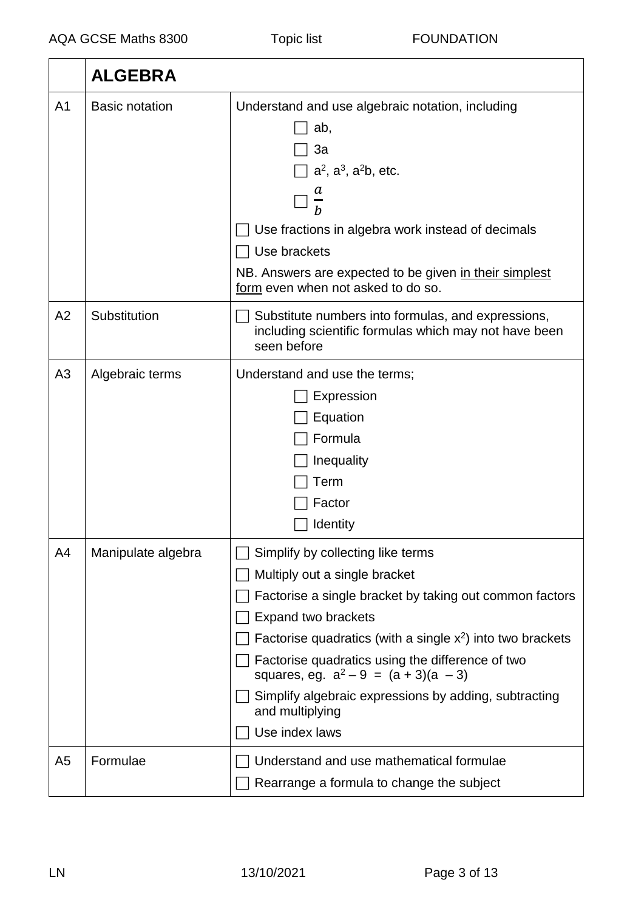| | **ALGEBRA** | |
|---|---|---|
| A1 | Basic notation | Understand and use algebraic notation, including<br>☐ ab,<br>☐ 3a<br>☐ $a^2$, $a^3$, $a^2b$, etc.<br>☐ $\frac{a}{b}$<br>☐ Use fractions in algebra work instead of decimals<br>☐ Use brackets<br>NB. Answers are expected to be given <u>in their simplest form</u> even when not asked to do so. |
| A2 | Substitution | ☐ Substitute numbers into formulas, and expressions, including scientific formulas which may not have been seen before |
| A3 | Algebraic terms | Understand and use the terms;<br>☐ Expression<br>☐ Equation<br>☐ Formula<br>☐ Inequality<br>☐ Term<br>☐ Factor<br>☐ Identity |
| A4 | Manipulate algebra | ☐ Simplify by collecting like terms<br>☐ Multiply out a single bracket<br>☐ Factorise a single bracket by taking out common factors<br>☐ Expand two brackets<br>☐ Factorise quadratics (with a single $x^2$) into two brackets<br>☐ Factorise quadratics using the difference of two squares, eg. $a^2 - 9 = (a + 3)(a - 3)$<br>☐ Simplify algebraic expressions by adding, subtracting and multiplying<br>☐ Use index laws |
| A5 | Formulae | ☐ Understand and use mathematical formulae<br>☐ Rearrange a formula to change the subject |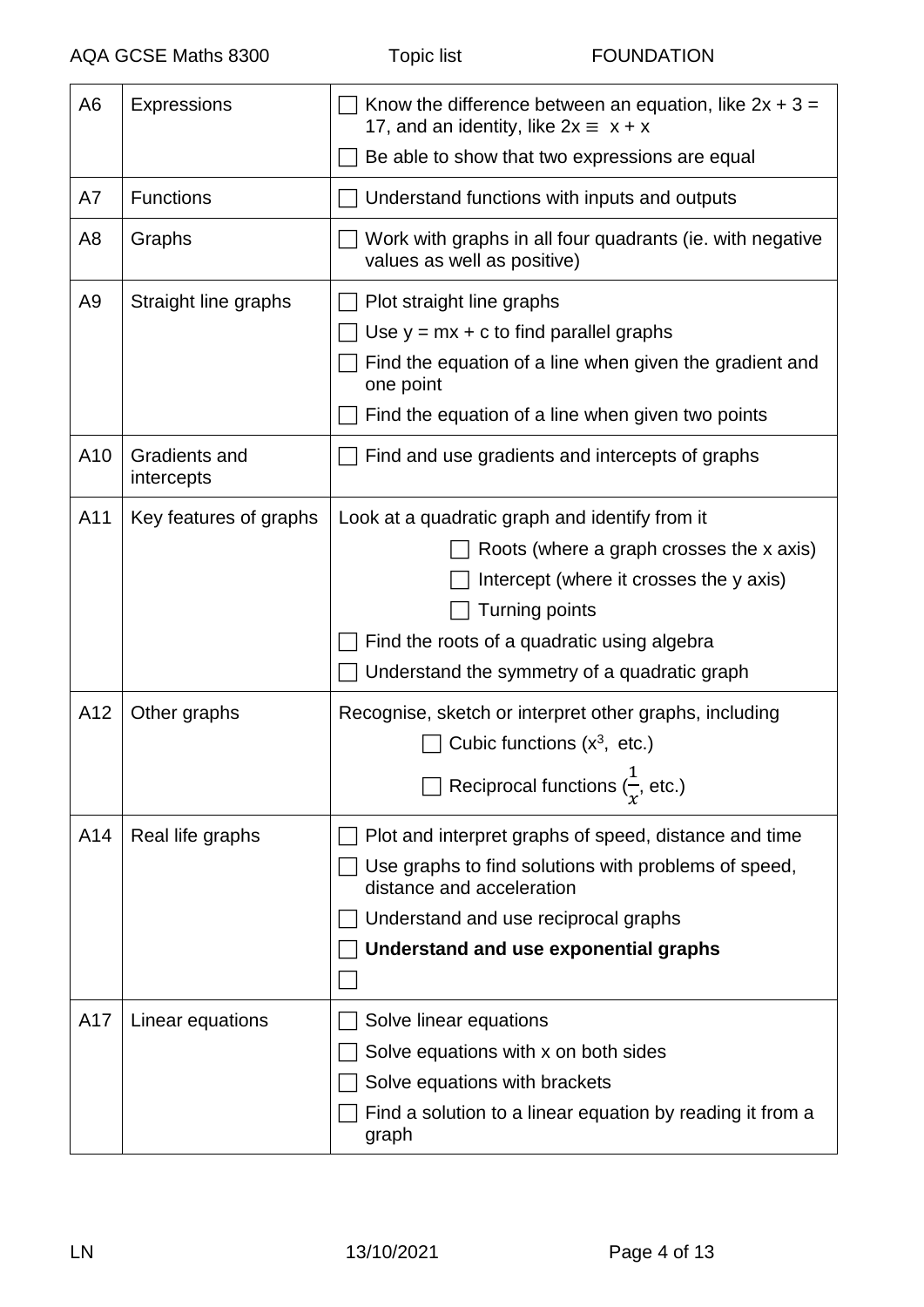| | | |
|---|---|---|
| A6 | Expressions | ☐ Know the difference between an equation, like $2x + 3 = 17$, and an identity, like $2x \equiv x + x$<br>☐ Be able to show that two expressions are equal |
| A7 | Functions | ☐ Understand functions with inputs and outputs |
| A8 | Graphs | ☐ Work with graphs in all four quadrants (ie. with negative values as well as positive) |
| A9 | Straight line graphs | ☐ Plot straight line graphs<br>☐ Use $y = mx + c$ to find parallel graphs<br>☐ Find the equation of a line when given the gradient and one point<br>☐ Find the equation of a line when given two points |
| A10 | Gradients and intercepts | ☐ Find and use gradients and intercepts of graphs |
| A11 | Key features of graphs | Look at a quadratic graph and identify from it<br>☐ Roots (where a graph crosses the x axis)<br>☐ Intercept (where it crosses the y axis)<br>☐ Turning points<br>☐ Find the roots of a quadratic using algebra<br>☐ Understand the symmetry of a quadratic graph |
| A12 | Other graphs | Recognise, sketch or interpret other graphs, including<br>☐ Cubic functions ($x^3$, etc.)<br>☐ Reciprocal functions ($\frac{1}{x}$, etc.) |
| A14 | Real life graphs | ☐ Plot and interpret graphs of speed, distance and time<br>☐ Use graphs to find solutions with problems of speed, distance and acceleration<br>☐ Understand and use reciprocal graphs<br>☐ **Understand and use exponential graphs**<br>☐ |
| A17 | Linear equations | ☐ Solve linear equations<br>☐ Solve equations with x on both sides<br>☐ Solve equations with brackets<br>☐ Find a solution to a linear equation by reading it from a graph |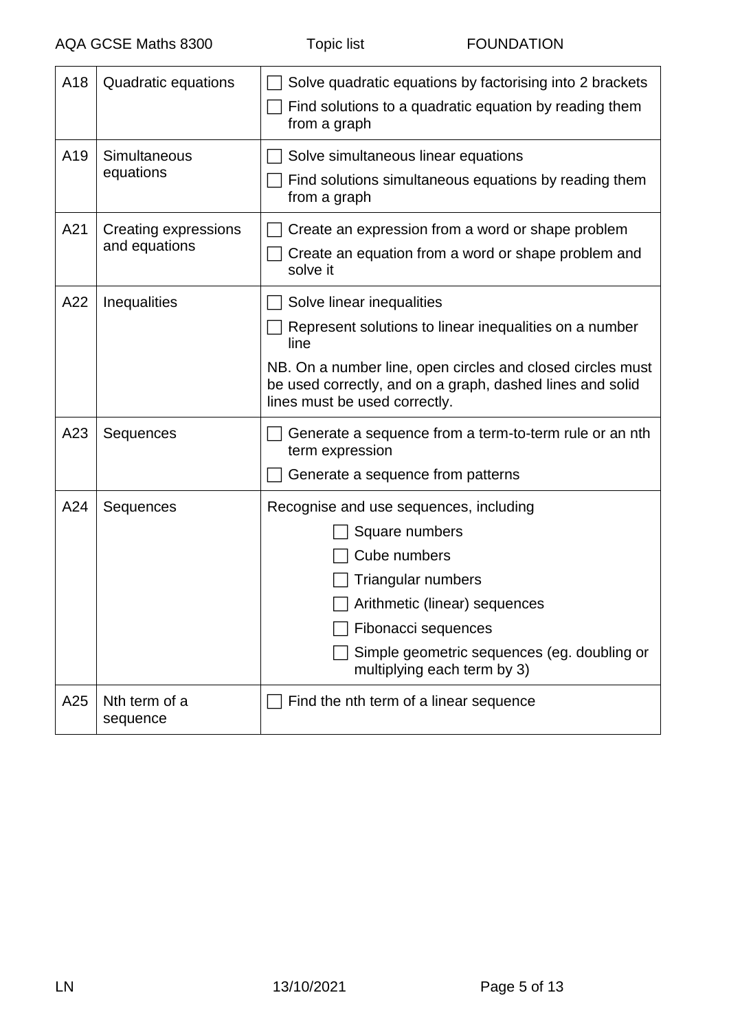| | | |
|---|---|---|
| A18 | Quadratic equations | ☐ Solve quadratic equations by factorising into 2 brackets<br>☐ Find solutions to a quadratic equation by reading them from a graph |
| A19 | Simultaneous equations | ☐ Solve simultaneous linear equations<br>☐ Find solutions simultaneous equations by reading them from a graph |
| A21 | Creating expressions and equations | ☐ Create an expression from a word or shape problem<br>☐ Create an equation from a word or shape problem and solve it |
| A22 | Inequalities | ☐ Solve linear inequalities<br>☐ Represent solutions to linear inequalities on a number line<br>NB. On a number line, open circles and closed circles must be used correctly, and on a graph, dashed lines and solid lines must be used correctly. |
| A23 | Sequences | ☐ Generate a sequence from a term-to-term rule or an nth term expression<br>☐ Generate a sequence from patterns |
| A24 | Sequences | Recognise and use sequences, including<br>☐ Square numbers<br>☐ Cube numbers<br>☐ Triangular numbers<br>☐ Arithmetic (linear) sequences<br>☐ Fibonacci sequences<br>☐ Simple geometric sequences (eg. doubling or multiplying each term by 3) |
| A25 | Nth term of a sequence | ☐ Find the nth term of a linear sequence |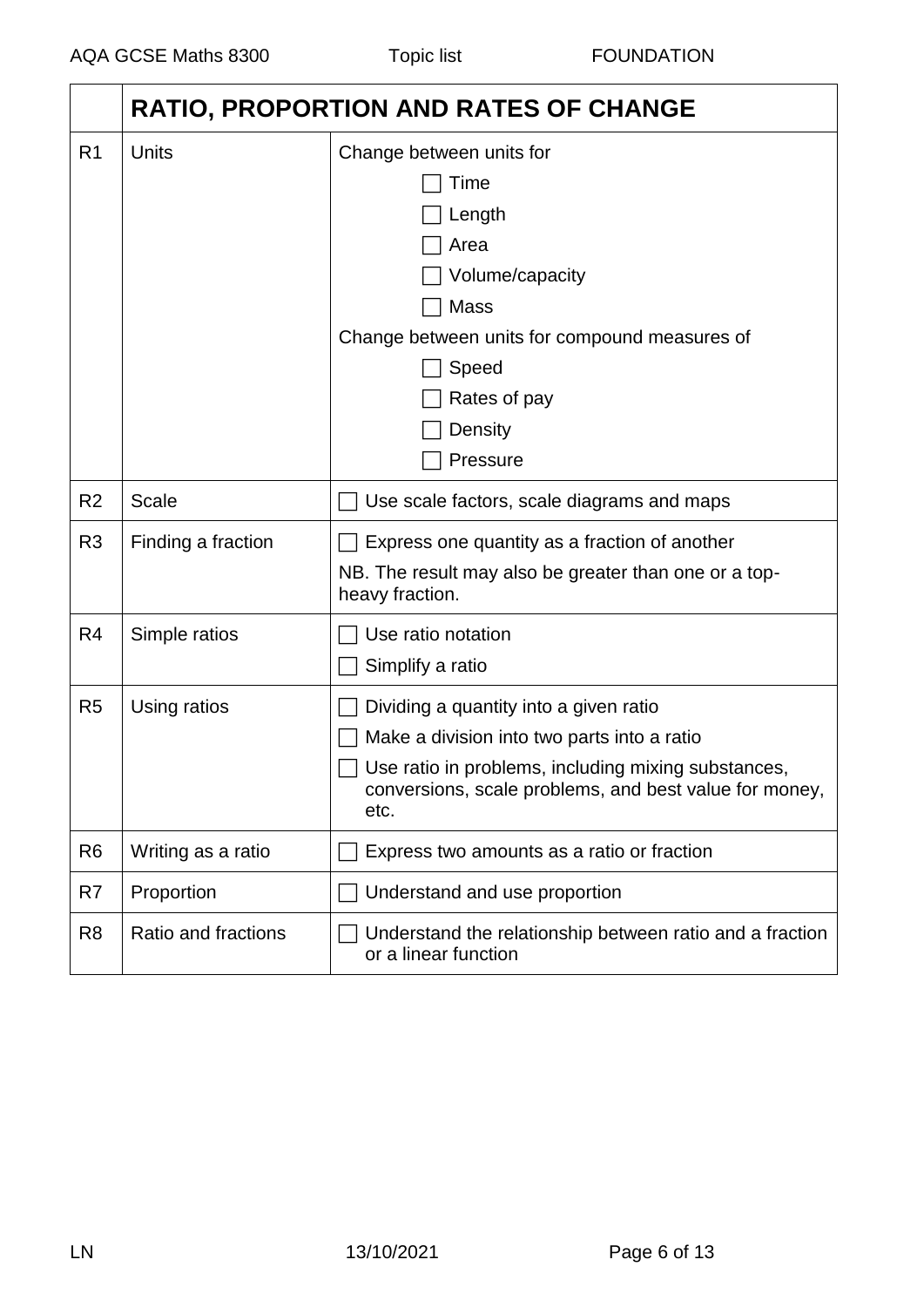| | RATIO, PROPORTION AND RATES OF CHANGE | |
|---|---|---|
| R1 | Units | Change between units for<br>☐ Time<br>☐ Length<br>☐ Area<br>☐ Volume/capacity<br>☐ Mass<br>Change between units for compound measures of<br>☐ Speed<br>☐ Rates of pay<br>☐ Density<br>☐ Pressure |
| R2 | Scale | ☐ Use scale factors, scale diagrams and maps |
| R3 | Finding a fraction | ☐ Express one quantity as a fraction of another<br>NB. The result may also be greater than one or a top-heavy fraction. |
| R4 | Simple ratios | ☐ Use ratio notation<br>☐ Simplify a ratio |
| R5 | Using ratios | ☐ Dividing a quantity into a given ratio<br>☐ Make a division into two parts into a ratio<br>☐ Use ratio in problems, including mixing substances, conversions, scale problems, and best value for money, etc. |
| R6 | Writing as a ratio | ☐ Express two amounts as a ratio or fraction |
| R7 | Proportion | ☐ Understand and use proportion |
| R8 | Ratio and fractions | ☐ Understand the relationship between ratio and a fraction or a linear function |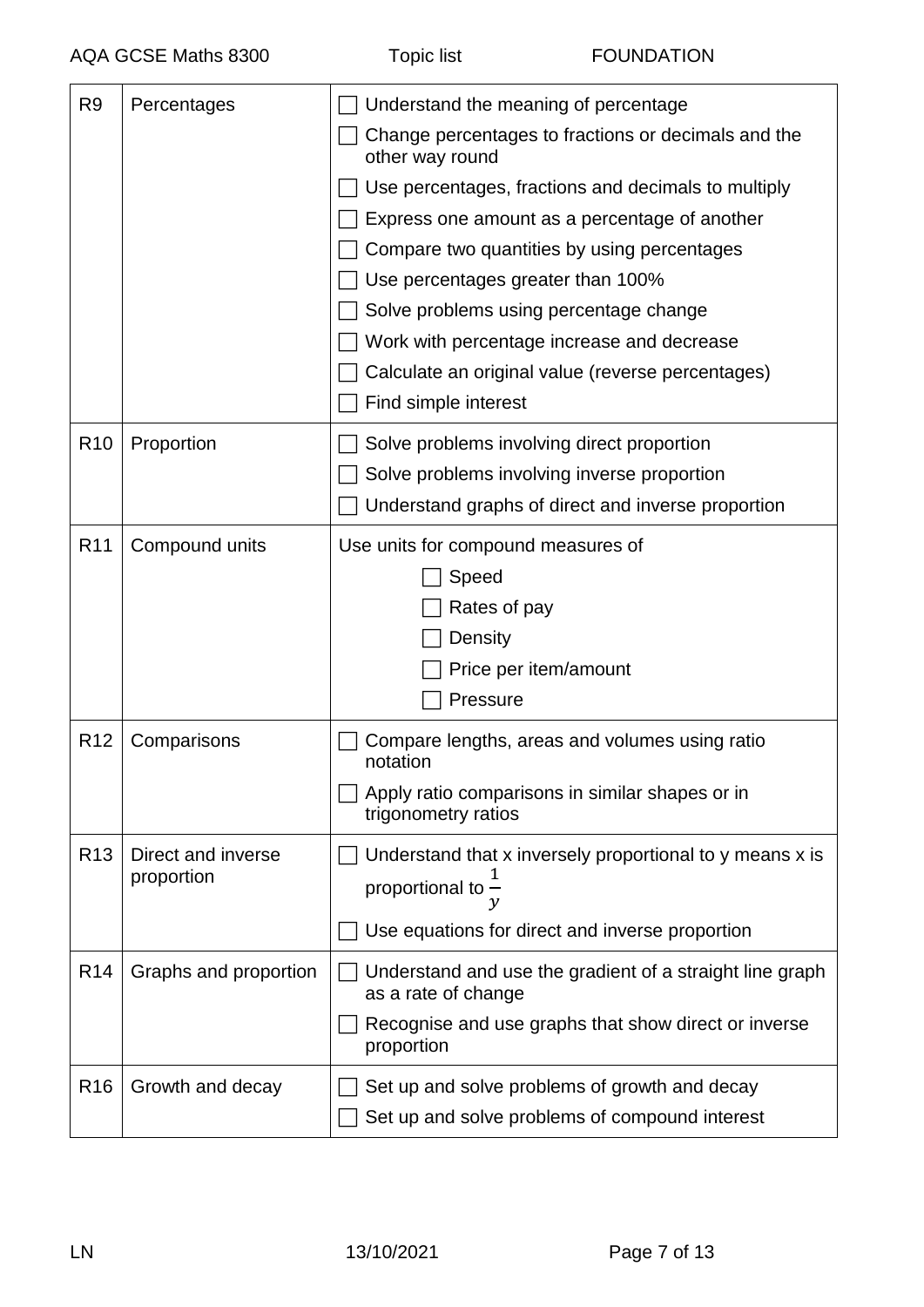| R9 | Percentages | ☐ Understand the meaning of percentage<br>☐ Change percentages to fractions or decimals and the other way round<br>☐ Use percentages, fractions and decimals to multiply<br>☐ Express one amount as a percentage of another<br>☐ Compare two quantities by using percentages<br>☐ Use percentages greater than 100%<br>☐ Solve problems using percentage change<br>☐ Work with percentage increase and decrease<br>☐ Calculate an original value (reverse percentages)<br>☐ Find simple interest |
|---|---|---|
| R10 | Proportion | ☐ Solve problems involving direct proportion<br>☐ Solve problems involving inverse proportion<br>☐ Understand graphs of direct and inverse proportion |
| R11 | Compound units | Use units for compound measures of<br>☐ Speed<br>☐ Rates of pay<br>☐ Density<br>☐ Price per item/amount<br>☐ Pressure |
| R12 | Comparisons | ☐ Compare lengths, areas and volumes using ratio notation<br>☐ Apply ratio comparisons in similar shapes or in trigonometry ratios |
| R13 | Direct and inverse proportion | ☐ Understand that x inversely proportional to y means x is proportional to $\frac{1}{y}$<br>☐ Use equations for direct and inverse proportion |
| R14 | Graphs and proportion | ☐ Understand and use the gradient of a straight line graph as a rate of change<br>☐ Recognise and use graphs that show direct or inverse proportion |
| R16 | Growth and decay | ☐ Set up and solve problems of growth and decay<br>☐ Set up and solve problems of compound interest |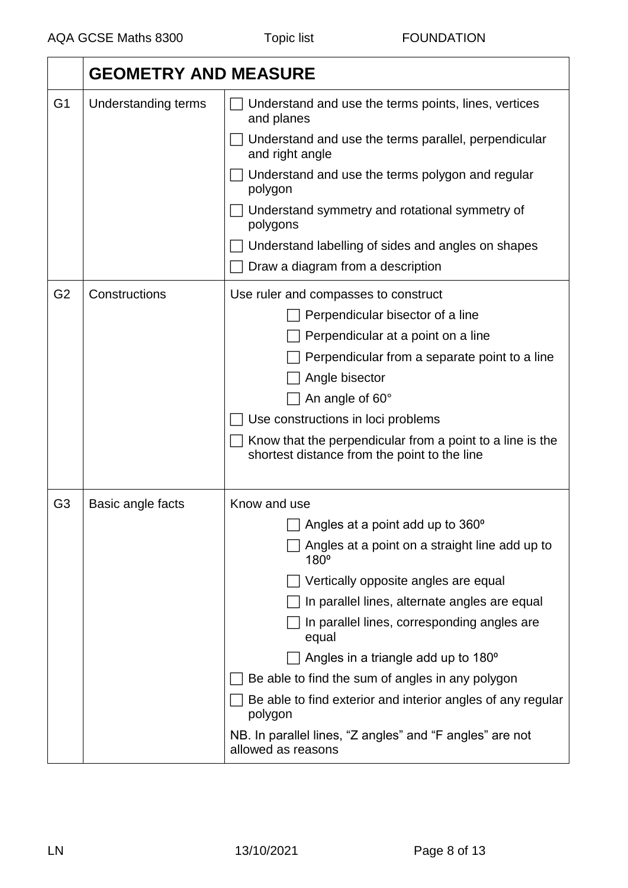| | **GEOMETRY AND MEASURE** | |
|---|---|---|
| G1 | Understanding terms | ☐ Understand and use the terms points, lines, vertices and planes<br>☐ Understand and use the terms parallel, perpendicular and right angle<br>☐ Understand and use the terms polygon and regular polygon<br>☐ Understand symmetry and rotational symmetry of polygons<br>☐ Understand labelling of sides and angles on shapes<br>☐ Draw a diagram from a description |
| G2 | Constructions | Use ruler and compasses to construct<br>☐ Perpendicular bisector of a line<br>☐ Perpendicular at a point on a line<br>☐ Perpendicular from a separate point to a line<br>☐ Angle bisector<br>☐ An angle of 60°<br>☐ Use constructions in loci problems<br>☐ Know that the perpendicular from a point to a line is the shortest distance from the point to the line |
| G3 | Basic angle facts | Know and use<br>☐ Angles at a point add up to 360º<br>☐ Angles at a point on a straight line add up to 180º<br>☐ Vertically opposite angles are equal<br>☐ In parallel lines, alternate angles are equal<br>☐ In parallel lines, corresponding angles are equal<br>☐ Angles in a triangle add up to 180º<br>☐ Be able to find the sum of angles in any polygon<br>☐ Be able to find exterior and interior angles of any regular polygon<br>NB. In parallel lines, "Z angles" and "F angles" are not allowed as reasons |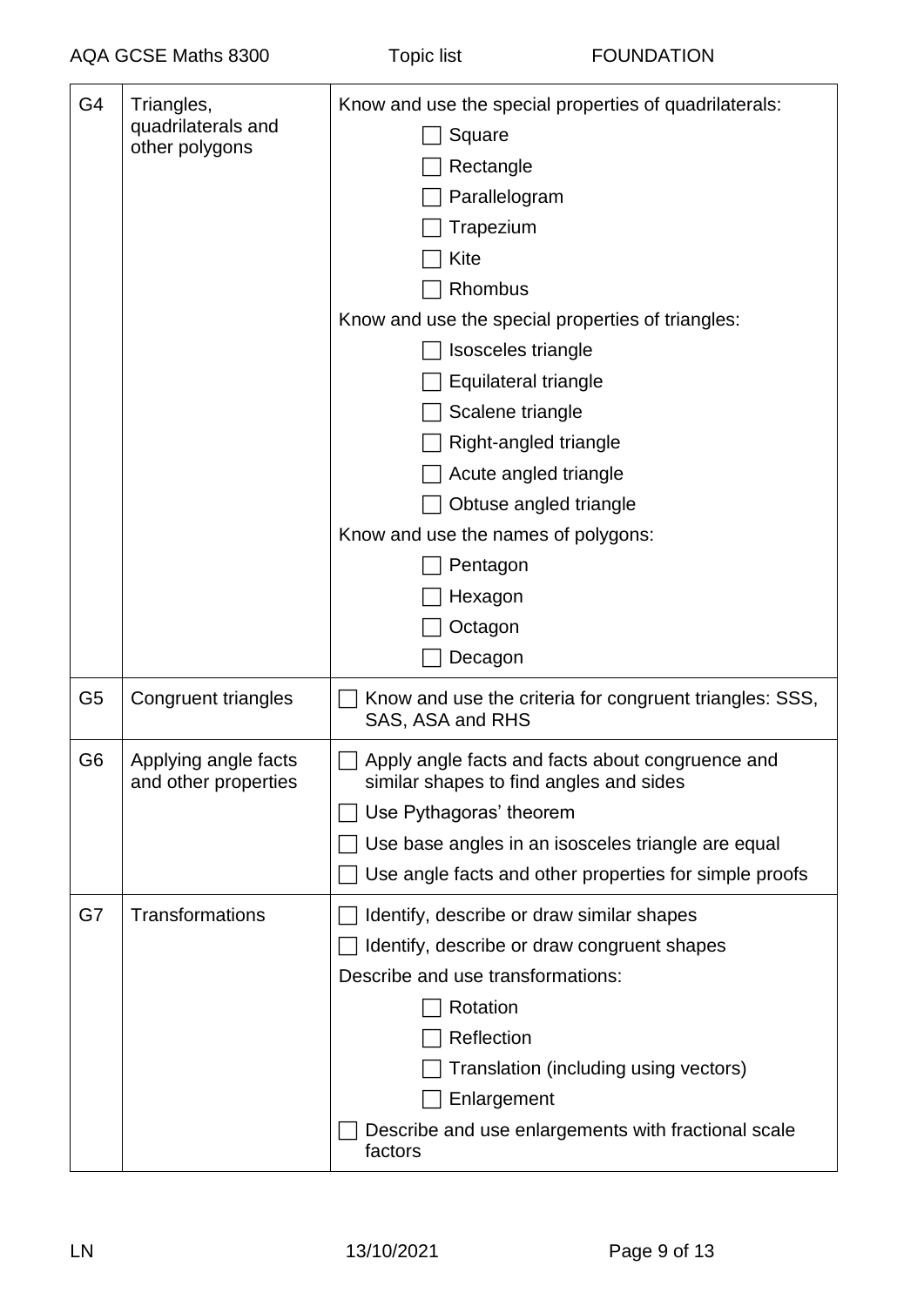| | | |
|---|---|---|
| G4 | Triangles, quadrilaterals and other polygons | Know and use the special properties of quadrilaterals:<br>☐ Square<br>☐ Rectangle<br>☐ Parallelogram<br>☐ Trapezium<br>☐ Kite<br>☐ Rhombus<br>Know and use the special properties of triangles:<br>☐ Isosceles triangle<br>☐ Equilateral triangle<br>☐ Scalene triangle<br>☐ Right-angled triangle<br>☐ Acute angled triangle<br>☐ Obtuse angled triangle<br>Know and use the names of polygons:<br>☐ Pentagon<br>☐ Hexagon<br>☐ Octagon<br>☐ Decagon |
| G5 | Congruent triangles | ☐ Know and use the criteria for congruent triangles: SSS, SAS, ASA and RHS |
| G6 | Applying angle facts and other properties | ☐ Apply angle facts and facts about congruence and similar shapes to find angles and sides<br>☐ Use Pythagoras' theorem<br>☐ Use base angles in an isosceles triangle are equal<br>☐ Use angle facts and other properties for simple proofs |
| G7 | Transformations | ☐ Identify, describe or draw similar shapes<br>☐ Identify, describe or draw congruent shapes<br>Describe and use transformations:<br>☐ Rotation<br>☐ Reflection<br>☐ Translation (including using vectors)<br>☐ Enlargement<br>☐ Describe and use enlargements with fractional scale factors |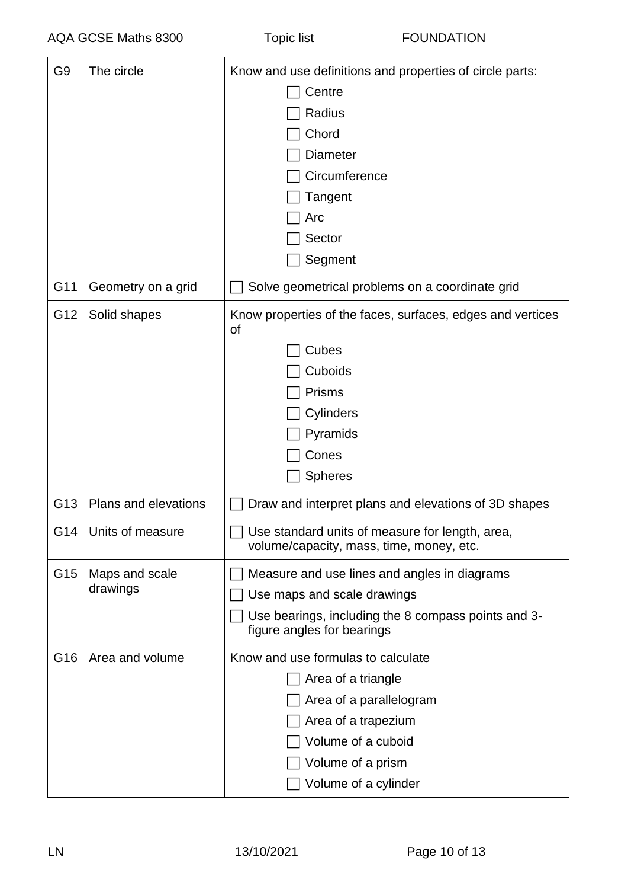| | | |
|---|---|---|
| G9 | The circle | Know and use definitions and properties of circle parts:<br>☐ Centre<br>☐ Radius<br>☐ Chord<br>☐ Diameter<br>☐ Circumference<br>☐ Tangent<br>☐ Arc<br>☐ Sector<br>☐ Segment |
| G11 | Geometry on a grid | ☐ Solve geometrical problems on a coordinate grid |
| G12 | Solid shapes | Know properties of the faces, surfaces, edges and vertices of<br>☐ Cubes<br>☐ Cuboids<br>☐ Prisms<br>☐ Cylinders<br>☐ Pyramids<br>☐ Cones<br>☐ Spheres |
| G13 | Plans and elevations | ☐ Draw and interpret plans and elevations of 3D shapes |
| G14 | Units of measure | ☐ Use standard units of measure for length, area, volume/capacity, mass, time, money, etc. |
| G15 | Maps and scale drawings | ☐ Measure and use lines and angles in diagrams<br>☐ Use maps and scale drawings<br>☐ Use bearings, including the 8 compass points and 3-figure angles for bearings |
| G16 | Area and volume | Know and use formulas to calculate<br>☐ Area of a triangle<br>☐ Area of a parallelogram<br>☐ Area of a trapezium<br>☐ Volume of a cuboid<br>☐ Volume of a prism<br>☐ Volume of a cylinder |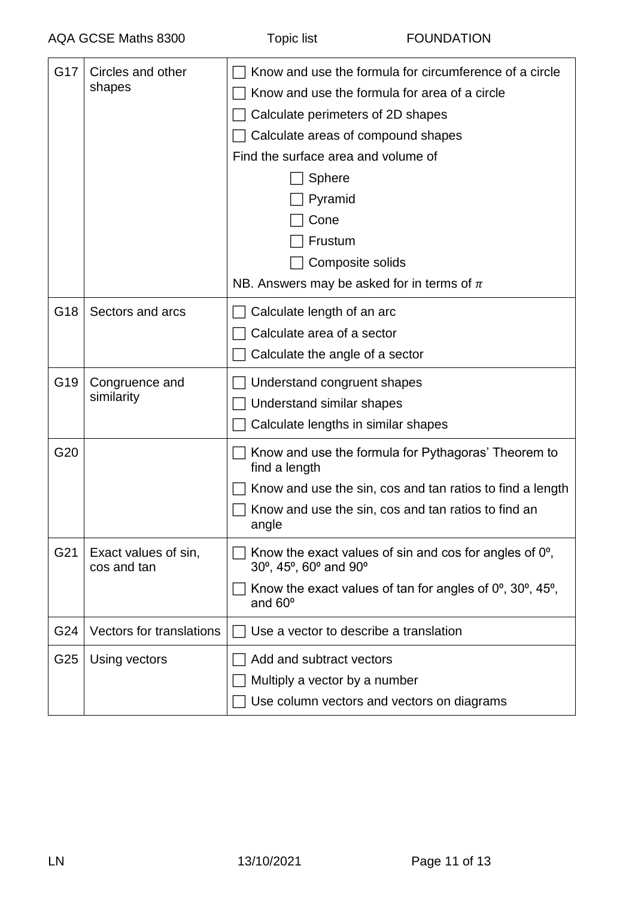| | | |
|---|---|---|
| G17 | Circles and other shapes | ☐ Know and use the formula for circumference of a circle<br>☐ Know and use the formula for area of a circle<br>☐ Calculate perimeters of 2D shapes<br>☐ Calculate areas of compound shapes<br>Find the surface area and volume of<br>☐ Sphere<br>☐ Pyramid<br>☐ Cone<br>☐ Frustum<br>☐ Composite solids<br>NB. Answers may be asked for in terms of $\pi$ |
| G18 | Sectors and arcs | ☐ Calculate length of an arc<br>☐ Calculate area of a sector<br>☐ Calculate the angle of a sector |
| G19 | Congruence and similarity | ☐ Understand congruent shapes<br>☐ Understand similar shapes<br>☐ Calculate lengths in similar shapes |
| G20 | | ☐ Know and use the formula for Pythagoras' Theorem to find a length<br>☐ Know and use the sin, cos and tan ratios to find a length<br>☐ Know and use the sin, cos and tan ratios to find an angle |
| G21 | Exact values of sin, cos and tan | ☐ Know the exact values of sin and cos for angles of 0º, 30º, 45º, 60º and 90º<br>☐ Know the exact values of tan for angles of 0º, 30º, 45º, and 60º |
| G24 | Vectors for translations | ☐ Use a vector to describe a translation |
| G25 | Using vectors | ☐ Add and subtract vectors<br>☐ Multiply a vector by a number<br>☐ Use column vectors and vectors on diagrams |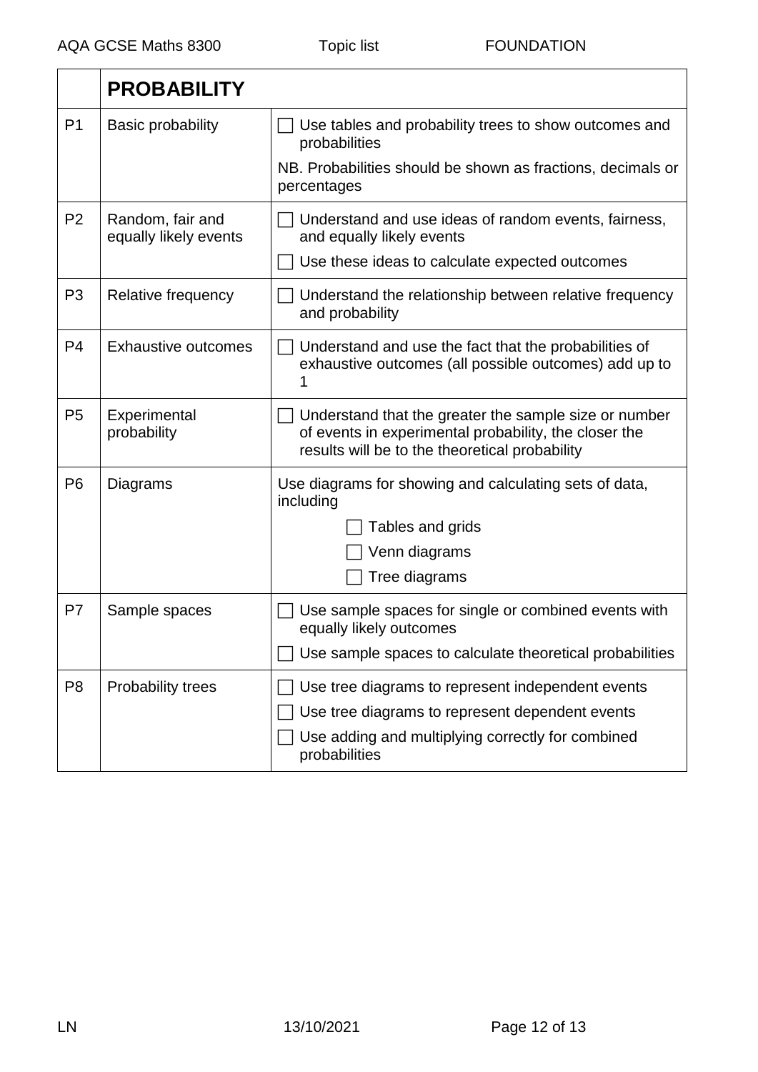|  | **PROBABILITY** |  |
|---|---|---|
| P1 | Basic probability | ☐ Use tables and probability trees to show outcomes and probabilities<br>NB. Probabilities should be shown as fractions, decimals or percentages |
| P2 | Random, fair and equally likely events | ☐ Understand and use ideas of random events, fairness, and equally likely events<br>☐ Use these ideas to calculate expected outcomes |
| P3 | Relative frequency | ☐ Understand the relationship between relative frequency and probability |
| P4 | Exhaustive outcomes | ☐ Understand and use the fact that the probabilities of exhaustive outcomes (all possible outcomes) add up to 1 |
| P5 | Experimental probability | ☐ Understand that the greater the sample size or number of events in experimental probability, the closer the results will be to the theoretical probability |
| P6 | Diagrams | Use diagrams for showing and calculating sets of data, including<br>☐ Tables and grids<br>☐ Venn diagrams<br>☐ Tree diagrams |
| P7 | Sample spaces | ☐ Use sample spaces for single or combined events with equally likely outcomes<br>☐ Use sample spaces to calculate theoretical probabilities |
| P8 | Probability trees | ☐ Use tree diagrams to represent independent events<br>☐ Use tree diagrams to represent dependent events<br>☐ Use adding and multiplying correctly for combined probabilities |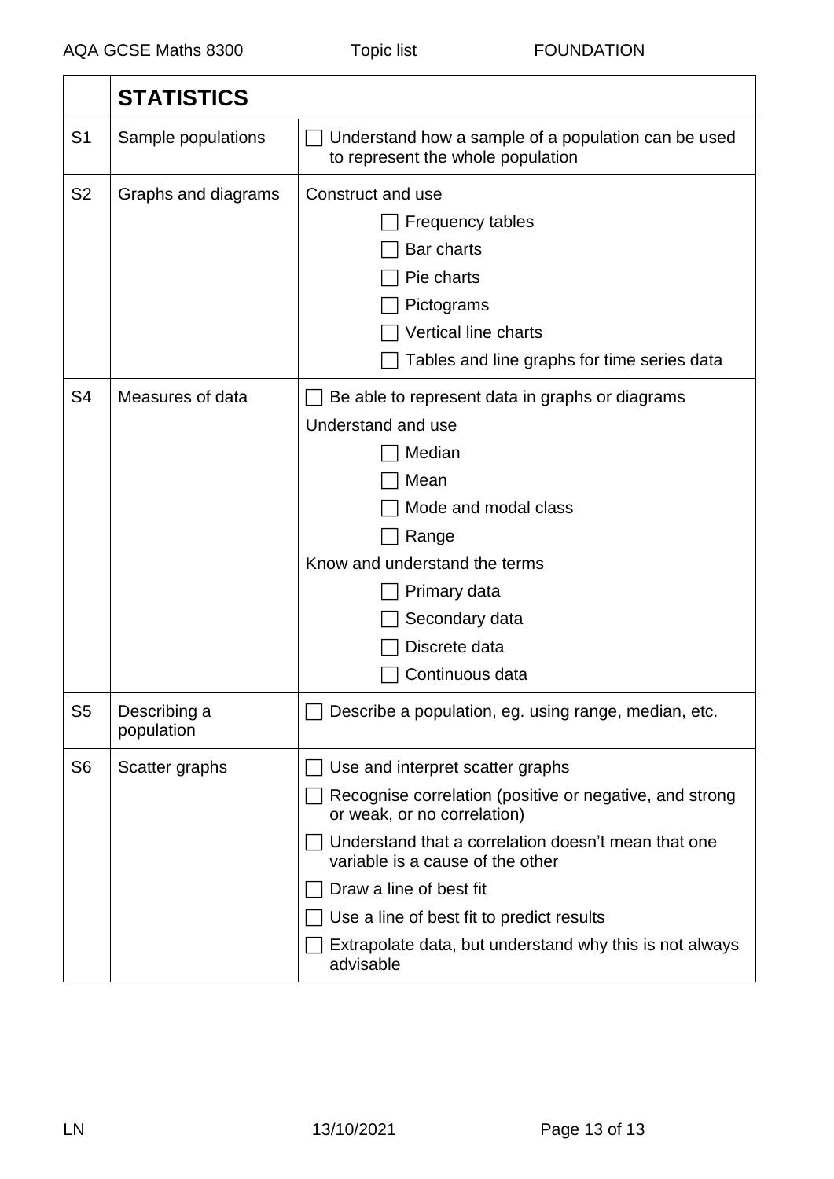| | STATISTICS | |
|---|---|---|
| S1 | Sample populations | ☐ Understand how a sample of a population can be used to represent the whole population |
| S2 | Graphs and diagrams | Construct and use<br>☐ Frequency tables<br>☐ Bar charts<br>☐ Pie charts<br>☐ Pictograms<br>☐ Vertical line charts<br>☐ Tables and line graphs for time series data |
| S4 | Measures of data | ☐ Be able to represent data in graphs or diagrams<br>Understand and use<br>☐ Median<br>☐ Mean<br>☐ Mode and modal class<br>☐ Range<br>Know and understand the terms<br>☐ Primary data<br>☐ Secondary data<br>☐ Discrete data<br>☐ Continuous data |
| S5 | Describing a population | ☐ Describe a population, eg. using range, median, etc. |
| S6 | Scatter graphs | ☐ Use and interpret scatter graphs<br>☐ Recognise correlation (positive or negative, and strong or weak, or no correlation)<br>☐ Understand that a correlation doesn't mean that one variable is a cause of the other<br>☐ Draw a line of best fit<br>☐ Use a line of best fit to predict results<br>☐ Extrapolate data, but understand why this is not always advisable |